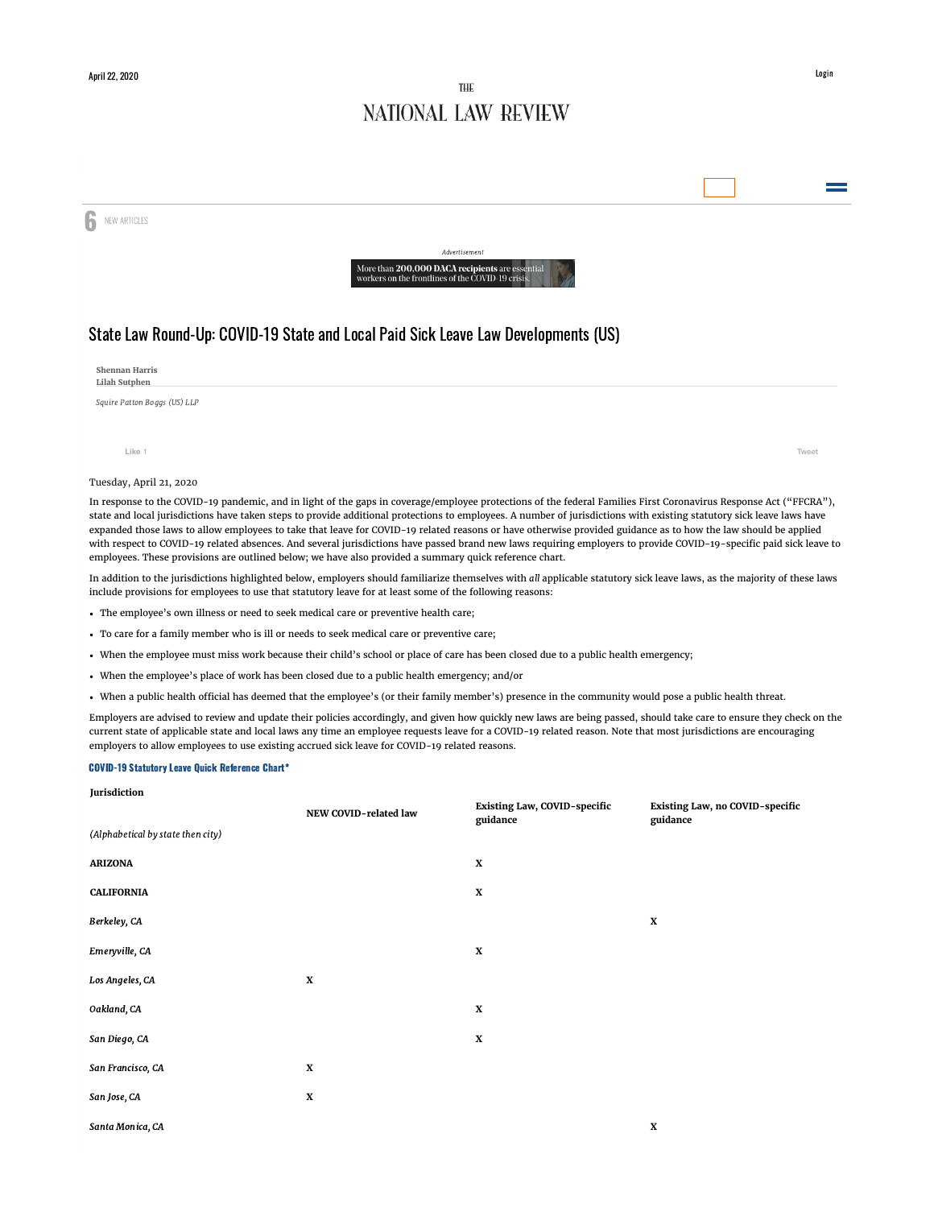# State Law Round-Up: COVID-19 State and Local Paid Sick Leave Law Developments (US)

**Shennan Harris**
**Lilah Sutphen**

*Squire Patton Boggs (US) LLP*

Tuesday, April 21, 2020

In response to the COVID-19 pandemic, and in light of the gaps in coverage/employee protections of the federal Families First Coronavirus Response Act ("FFCRA"), state and local jurisdictions have taken steps to provide additional protections to employees. A number of jurisdictions with existing statutory sick leave laws have expanded those laws to allow employees to take that leave for COVID-19 related reasons or have otherwise provided guidance as to how the law should be applied with respect to COVID-19 related absences. And several jurisdictions have passed brand new laws requiring employers to provide COVID-19-specific paid sick leave to employees. These provisions are outlined below; we have also provided a summary quick reference chart.

In addition to the jurisdictions highlighted below, employers should familiarize themselves with *all* applicable statutory sick leave laws, as the majority of these laws include provisions for employees to use that statutory leave for at least some of the following reasons:

- The employee's own illness or need to seek medical care or preventive health care;
- To care for a family member who is ill or needs to seek medical care or preventive care;
- When the employee must miss work because their child's school or place of care has been closed due to a public health emergency;
- When the employee's place of work has been closed due to a public health emergency; and/or
- When a public health official has deemed that the employee's (or their family member's) presence in the community would pose a public health threat.

Employers are advised to review and update their policies accordingly, and given how quickly new laws are being passed, should take care to ensure they check on the current state of applicable state and local laws any time an employee requests leave for a COVID-19 related reason. Note that most jurisdictions are encouraging employers to allow employees to use existing accrued sick leave for COVID-19 related reasons.

**COVID-19 Statutory Leave Quick Reference Chart***

| **Jurisdiction** *(Alphabetical by state then city)* | **NEW COVID-related law** | **Existing Law, COVID-specific guidance** | **Existing Law, no COVID-specific guidance** |
|---|---|---|---|
| **ARIZONA** | | X | |
| **CALIFORNIA** | | X | |
| *Berkeley, CA* | | | X |
| *Emeryville, CA* | | X | |
| *Los Angeles, CA* | X | | |
| *Oakland, CA* | | X | |
| *San Diego, CA* | | X | |
| *San Francisco, CA* | X | | |
| *San Jose, CA* | X | | |
| *Santa Monica, CA* | | | X |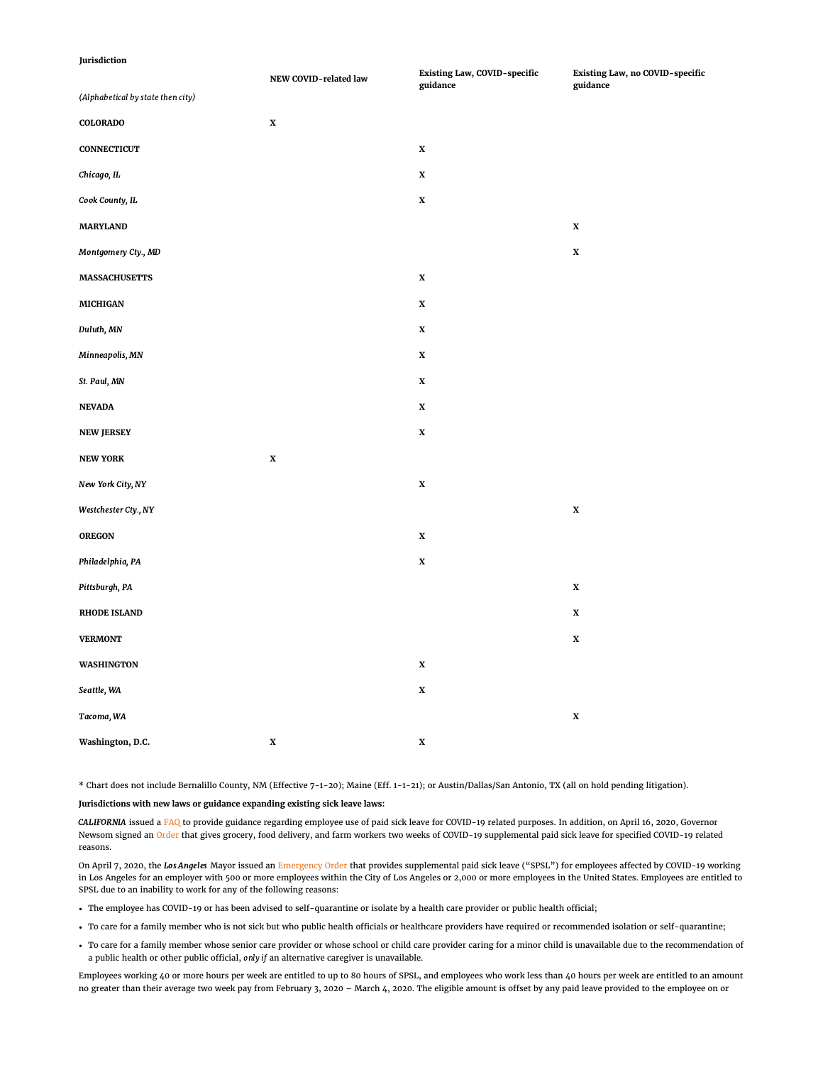| **Jurisdiction**<br>*(Alphabetical by state then city)* | **NEW COVID-related law** | **Existing Law, COVID-specific guidance** | **Existing Law, no COVID-specific guidance** |
| --- | --- | --- | --- |
| **COLORADO** | **X** | | |
| **CONNECTICUT** | | **X** | |
| ***Chicago, IL*** | | **X** | |
| ***Cook County, IL*** | | **X** | |
| **MARYLAND** | | | **X** |
| ***Montgomery Cty., MD*** | | | **X** |
| **MASSACHUSETTS** | | **X** | |
| **MICHIGAN** | | **X** | |
| ***Duluth, MN*** | | **X** | |
| ***Minneapolis, MN*** | | **X** | |
| ***St. Paul, MN*** | | **X** | |
| **NEVADA** | | **X** | |
| **NEW JERSEY** | | **X** | |
| **NEW YORK** | **X** | | |
| ***New York City, NY*** | | **X** | |
| ***Westchester Cty., NY*** | | | **X** |
| **OREGON** | | **X** | |
| ***Philadelphia, PA*** | | **X** | |
| ***Pittsburgh, PA*** | | | **X** |
| **RHODE ISLAND** | | | **X** |
| **VERMONT** | | | **X** |
| **WASHINGTON** | | **X** | |
| ***Seattle, WA*** | | **X** | |
| ***Tacoma, WA*** | | | **X** |
| **Washington, D.C.** | **X** | **X** | |

* Chart does not include Bernalillo County, NM (Effective 7-1-20); Maine (Eff. 1-1-21); or Austin/Dallas/San Antonio, TX (all on hold pending litigation).

**Jurisdictions with new laws or guidance expanding existing sick leave laws:**

***CALIFORNIA*** issued a FAQ to provide guidance regarding employee use of paid sick leave for COVID-19 related purposes. In addition, on April 16, 2020, Governor Newsom signed an Order that gives grocery, food delivery, and farm workers two weeks of COVID-19 supplemental paid sick leave for specified COVID-19 related reasons.

On April 7, 2020, the ***Los Angeles*** Mayor issued an Emergency Order that provides supplemental paid sick leave ("SPSL") for employees affected by COVID-19 working in Los Angeles for an employer with 500 or more employees within the City of Los Angeles or 2,000 or more employees in the United States. Employees are entitled to SPSL due to an inability to work for any of the following reasons:

- The employee has COVID-19 or has been advised to self-quarantine or isolate by a health care provider or public health official;
- To care for a family member who is not sick but who public health officials or healthcare providers have required or recommended isolation or self-quarantine;
- To care for a family member whose senior care provider or whose school or child care provider caring for a minor child is unavailable due to the recommendation of a public health or other public official, *only if* an alternative caregiver is unavailable.

Employees working 40 or more hours per week are entitled to up to 80 hours of SPSL, and employees who work less than 40 hours per week are entitled to an amount no greater than their average two week pay from February 3, 2020 – March 4, 2020. The eligible amount is offset by any paid leave provided to the employee on or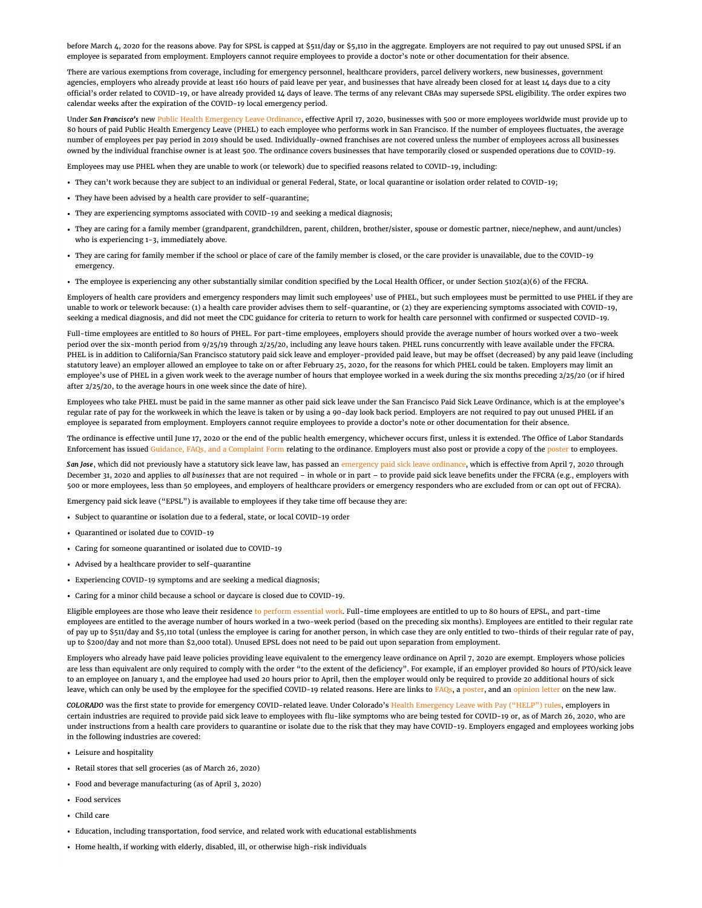before March 4, 2020 for the reasons above. Pay for SPSL is capped at $511/day or $5,110 in the aggregate. Employers are not required to pay out unused SPSL if an employee is separated from employment. Employers cannot require employees to provide a doctor's note or other documentation for their absence.

There are various exemptions from coverage, including for emergency personnel, healthcare providers, parcel delivery workers, new businesses, government agencies, employers who already provide at least 160 hours of paid leave per year, and businesses that have already been closed for at least 14 days due to a city official's order related to COVID-19, or have already provided 14 days of leave. The terms of any relevant CBAs may supersede SPSL eligibility. The order expires two calendar weeks after the expiration of the COVID-19 local emergency period.

Under ***San Francisco's*** new Public Health Emergency Leave Ordinance, effective April 17, 2020, businesses with 500 or more employees worldwide must provide up to 80 hours of paid Public Health Emergency Leave (PHEL) to each employee who performs work in San Francisco. If the number of employees fluctuates, the average number of employees per pay period in 2019 should be used. Individually-owned franchises are not covered unless the number of employees across all businesses owned by the individual franchise owner is at least 500. The ordinance covers businesses that have temporarily closed or suspended operations due to COVID-19.

Employees may use PHEL when they are unable to work (or telework) due to specified reasons related to COVID-19, including:

- They can't work because they are subject to an individual or general Federal, State, or local quarantine or isolation order related to COVID-19;
- They have been advised by a health care provider to self-quarantine;
- They are experiencing symptoms associated with COVID-19 and seeking a medical diagnosis;
- They are caring for a family member (grandparent, grandchildren, parent, children, brother/sister, spouse or domestic partner, niece/nephew, and aunt/uncles) who is experiencing 1-3, immediately above.
- They are caring for family member if the school or place of care of the family member is closed, or the care provider is unavailable, due to the COVID-19 emergency.
- The employee is experiencing any other substantially similar condition specified by the Local Health Officer, or under Section 5102(a)(6) of the FFCRA.

Employers of health care providers and emergency responders may limit such employees' use of PHEL, but such employees must be permitted to use PHEL if they are unable to work or telework because: (1) a health care provider advises them to self-quarantine, or (2) they are experiencing symptoms associated with COVID-19, seeking a medical diagnosis, and did not meet the CDC guidance for criteria to return to work for health care personnel with confirmed or suspected COVID-19.

Full-time employees are entitled to 80 hours of PHEL. For part-time employees, employers should provide the average number of hours worked over a two-week period over the six-month period from 9/25/19 through 2/25/20, including any leave hours taken. PHEL runs concurrently with leave available under the FFCRA. PHEL is in addition to California/San Francisco statutory paid sick leave and employer-provided paid leave, but may be offset (decreased) by any paid leave (including statutory leave) an employer allowed an employee to take on or after February 25, 2020, for the reasons for which PHEL could be taken. Employers may limit an employee's use of PHEL in a given work week to the average number of hours that employee worked in a week during the six months preceding 2/25/20 (or if hired after 2/25/20, to the average hours in one week since the date of hire).

Employees who take PHEL must be paid in the same manner as other paid sick leave under the San Francisco Paid Sick Leave Ordinance, which is at the employee's regular rate of pay for the workweek in which the leave is taken or by using a 90-day look back period. Employers are not required to pay out unused PHEL if an employee is separated from employment. Employers cannot require employees to provide a doctor's note or other documentation for their absence.

The ordinance is effective until June 17, 2020 or the end of the public health emergency, whichever occurs first, unless it is extended. The Office of Labor Standards Enforcement has issued Guidance, FAQs, and a Complaint Form relating to the ordinance. Employers must also post or provide a copy of the poster to employees.

***San Jose***, which did not previously have a statutory sick leave law, has passed an emergency paid sick leave ordinance, which is effective from April 7, 2020 through December 31, 2020 and applies to *all businesses* that are not required – in whole or in part – to provide paid sick leave benefits under the FFCRA (e.g., employers with 500 or more employees, less than 50 employees, and employers of healthcare providers or emergency responders who are excluded from or can opt out of FFCRA).

Emergency paid sick leave ("EPSL") is available to employees if they take time off because they are:

- Subject to quarantine or isolation due to a federal, state, or local COVID-19 order
- Quarantined or isolated due to COVID-19
- Caring for someone quarantined or isolated due to COVID-19
- Advised by a healthcare provider to self-quarantine
- Experiencing COVID-19 symptoms and are seeking a medical diagnosis;
- Caring for a minor child because a school or daycare is closed due to COVID-19.

Eligible employees are those who leave their residence to perform essential work. Full-time employees are entitled to up to 80 hours of EPSL, and part-time employees are entitled to the average number of hours worked in a two-week period (based on the preceding six months). Employees are entitled to their regular rate of pay up to $511/day and $5,110 total (unless the employee is caring for another person, in which case they are only entitled to two-thirds of their regular rate of pay, up to $200/day and not more than $2,000 total). Unused EPSL does not need to be paid out upon separation from employment.

Employers who already have paid leave policies providing leave equivalent to the emergency leave ordinance on April 7, 2020 are exempt. Employers whose policies are less than equivalent are only required to comply with the order "to the extent of the deficiency". For example, if an employer provided 80 hours of PTO/sick leave to an employee on January 1, and the employee had used 20 hours prior to April, then the employer would only be required to provide 20 additional hours of sick leave, which can only be used by the employee for the specified COVID-19 related reasons. Here are links to FAQs, a poster, and an opinion letter on the new law.

***COLORADO*** was the first state to provide for emergency COVID-related leave. Under Colorado's Health Emergency Leave with Pay ("HELP") rules, employers in certain industries are required to provide paid sick leave to employees with flu-like symptoms who are being tested for COVID-19 or, as of March 26, 2020, who are under instructions from a health care providers to quarantine or isolate due to the risk that they may have COVID-19. Employers engaged and employees working jobs in the following industries are covered:

- Leisure and hospitality
- Retail stores that sell groceries (as of March 26, 2020)
- Food and beverage manufacturing (as of April 3, 2020)
- Food services
- Child care
- Education, including transportation, food service, and related work with educational establishments
- Home health, if working with elderly, disabled, ill, or otherwise high-risk individuals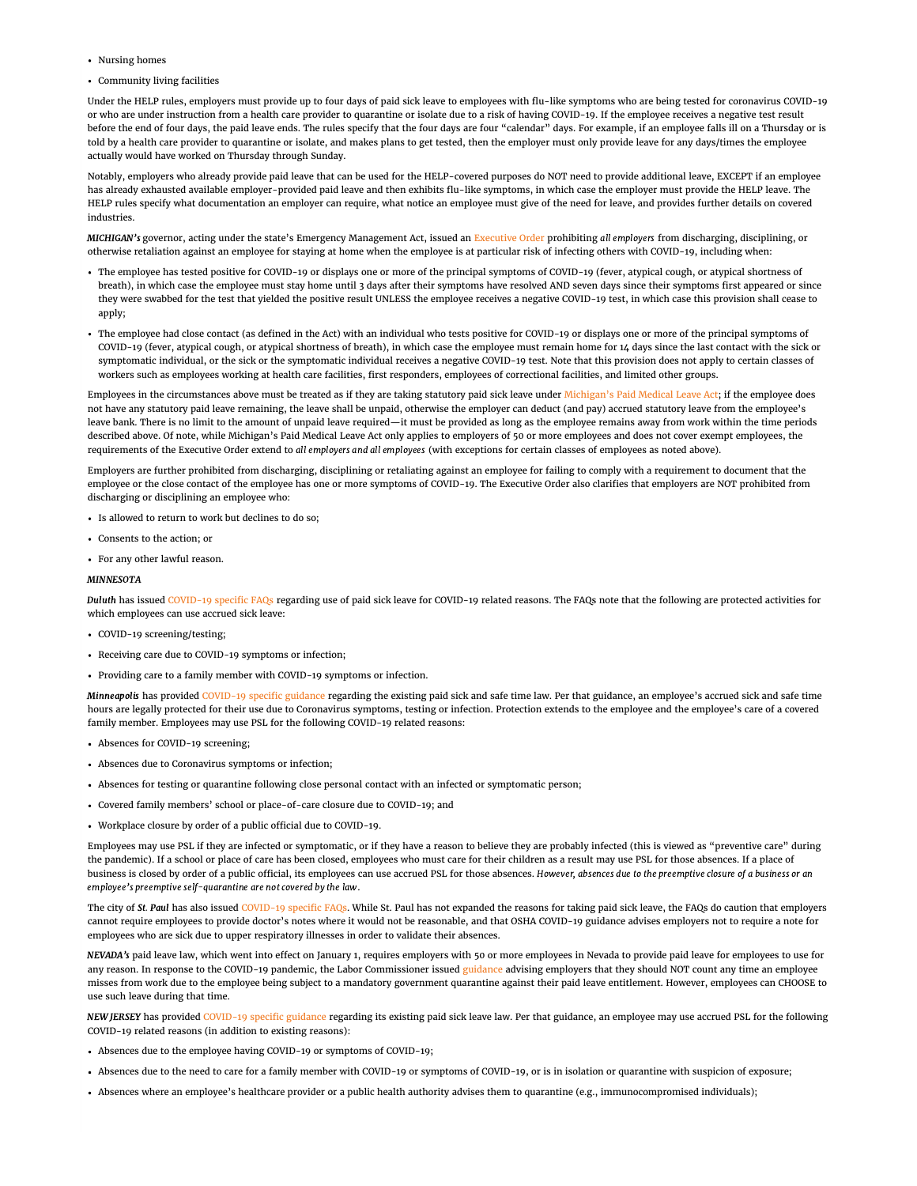- Nursing homes
- Community living facilities

Under the HELP rules, employers must provide up to four days of paid sick leave to employees with flu-like symptoms who are being tested for coronavirus COVID-19 or who are under instruction from a health care provider to quarantine or isolate due to a risk of having COVID-19. If the employee receives a negative test result before the end of four days, the paid leave ends. The rules specify that the four days are four "calendar" days. For example, if an employee falls ill on a Thursday or is told by a health care provider to quarantine or isolate, and makes plans to get tested, then the employer must only provide leave for any days/times the employee actually would have worked on Thursday through Sunday.

Notably, employers who already provide paid leave that can be used for the HELP-covered purposes do NOT need to provide additional leave, EXCEPT if an employee has already exhausted available employer-provided paid leave and then exhibits flu-like symptoms, in which case the employer must provide the HELP leave. The HELP rules specify what documentation an employer can require, what notice an employee must give of the need for leave, and provides further details on covered industries.

***MICHIGAN's*** governor, acting under the state's Emergency Management Act, issued an Executive Order prohibiting *all employers* from discharging, disciplining, or otherwise retaliation against an employee for staying at home when the employee is at particular risk of infecting others with COVID-19, including when:

- The employee has tested positive for COVID-19 or displays one or more of the principal symptoms of COVID-19 (fever, atypical cough, or atypical shortness of breath), in which case the employee must stay home until 3 days after their symptoms have resolved AND seven days since their symptoms first appeared or since they were swabbed for the test that yielded the positive result UNLESS the employee receives a negative COVID-19 test, in which case this provision shall cease to apply;
- The employee had close contact (as defined in the Act) with an individual who tests positive for COVID-19 or displays one or more of the principal symptoms of COVID-19 (fever, atypical cough, or atypical shortness of breath), in which case the employee must remain home for 14 days since the last contact with the sick or symptomatic individual, or the sick or the symptomatic individual receives a negative COVID-19 test. Note that this provision does not apply to certain classes of workers such as employees working at health care facilities, first responders, employees of correctional facilities, and limited other groups.

Employees in the circumstances above must be treated as if they are taking statutory paid sick leave under Michigan's Paid Medical Leave Act; if the employee does not have any statutory paid leave remaining, the leave shall be unpaid, otherwise the employer can deduct (and pay) accrued statutory leave from the employee's leave bank. There is no limit to the amount of unpaid leave required—it must be provided as long as the employee remains away from work within the time periods described above. Of note, while Michigan's Paid Medical Leave Act only applies to employers of 50 or more employees and does not cover exempt employees, the requirements of the Executive Order extend to *all employers and all employees* (with exceptions for certain classes of employees as noted above).

Employers are further prohibited from discharging, disciplining or retaliating against an employee for failing to comply with a requirement to document that the employee or the close contact of the employee has one or more symptoms of COVID-19. The Executive Order also clarifies that employers are NOT prohibited from discharging or disciplining an employee who:

- Is allowed to return to work but declines to do so;
- Consents to the action; or
- For any other lawful reason.

***MINNESOTA***

***Duluth*** has issued COVID-19 specific FAQs regarding use of paid sick leave for COVID-19 related reasons. The FAQs note that the following are protected activities for which employees can use accrued sick leave:

- COVID-19 screening/testing;
- Receiving care due to COVID-19 symptoms or infection;
- Providing care to a family member with COVID-19 symptoms or infection.

***Minneapolis*** has provided COVID-19 specific guidance regarding the existing paid sick and safe time law. Per that guidance, an employee's accrued sick and safe time hours are legally protected for their use due to Coronavirus symptoms, testing or infection. Protection extends to the employee and the employee's care of a covered family member. Employees may use PSL for the following COVID-19 related reasons:

- Absences for COVID-19 screening;
- Absences due to Coronavirus symptoms or infection;
- Absences for testing or quarantine following close personal contact with an infected or symptomatic person;
- Covered family members' school or place-of-care closure due to COVID-19; and
- Workplace closure by order of a public official due to COVID-19.

Employees may use PSL if they are infected or symptomatic, or if they have a reason to believe they are probably infected (this is viewed as "preventive care" during the pandemic). If a school or place of care has been closed, employees who must care for their children as a result may use PSL for those absences. If a place of business is closed by order of a public official, its employees can use accrued PSL for those absences. *However, absences due to the preemptive closure of a business or an employee's preemptive self-quarantine are not covered by the law*.

The city of ***St. Paul*** has also issued COVID-19 specific FAQs. While St. Paul has not expanded the reasons for taking paid sick leave, the FAQs do caution that employers cannot require employees to provide doctor's notes where it would not be reasonable, and that OSHA COVID-19 guidance advises employers not to require a note for employees who are sick due to upper respiratory illnesses in order to validate their absences.

***NEVADA's*** paid leave law, which went into effect on January 1, requires employers with 50 or more employees in Nevada to provide paid leave for employees to use for any reason. In response to the COVID-19 pandemic, the Labor Commissioner issued guidance advising employers that they should NOT count any time an employee misses from work due to the employee being subject to a mandatory government quarantine against their paid leave entitlement. However, employees can CHOOSE to use such leave during that time.

***NEW JERSEY*** has provided COVID-19 specific guidance regarding its existing paid sick leave law. Per that guidance, an employee may use accrued PSL for the following COVID-19 related reasons (in addition to existing reasons):

- Absences due to the employee having COVID-19 or symptoms of COVID-19;
- Absences due to the need to care for a family member with COVID-19 or symptoms of COVID-19, or is in isolation or quarantine with suspicion of exposure;
- Absences where an employee's healthcare provider or a public health authority advises them to quarantine (e.g., immunocompromised individuals);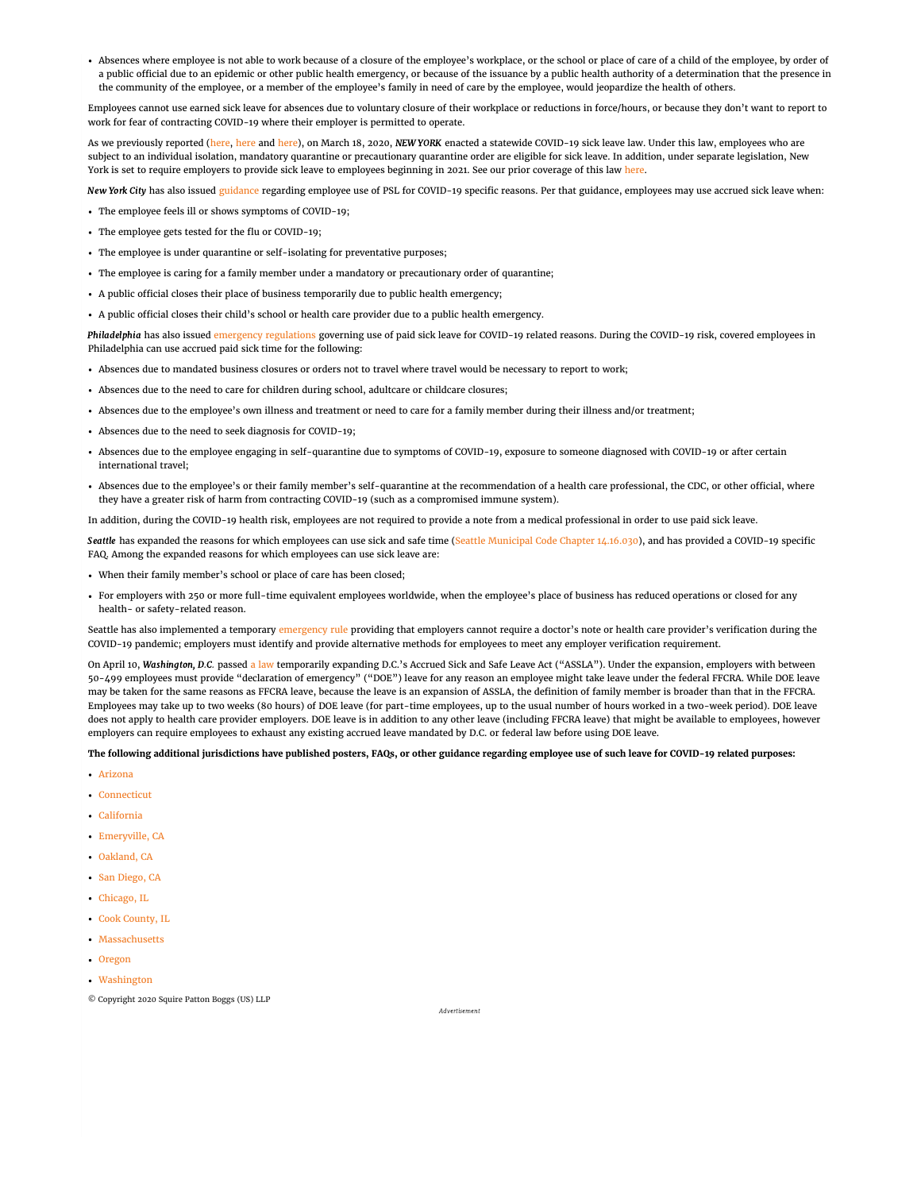- Absences where employee is not able to work because of a closure of the employee's workplace, or the school or place of care of a child of the employee, by order of a public official due to an epidemic or other public health emergency, or because of the issuance by a public health authority of a determination that the presence in the community of the employee, or a member of the employee's family in need of care by the employee, would jeopardize the health of others.

Employees cannot use earned sick leave for absences due to voluntary closure of their workplace or reductions in force/hours, or because they don't want to report to work for fear of contracting COVID-19 where their employer is permitted to operate.

As we previously reported (here, here and here), on March 18, 2020, ***NEW YORK*** enacted a statewide COVID-19 sick leave law. Under this law, employees who are subject to an individual isolation, mandatory quarantine or precautionary quarantine order are eligible for sick leave. In addition, under separate legislation, New York is set to require employers to provide sick leave to employees beginning in 2021. See our prior coverage of this law here.

***New York City*** has also issued guidance regarding employee use of PSL for COVID-19 specific reasons. Per that guidance, employees may use accrued sick leave when:

- The employee feels ill or shows symptoms of COVID-19;
- The employee gets tested for the flu or COVID-19;
- The employee is under quarantine or self-isolating for preventative purposes;
- The employee is caring for a family member under a mandatory or precautionary order of quarantine;
- A public official closes their place of business temporarily due to public health emergency;
- A public official closes their child's school or health care provider due to a public health emergency.

***Philadelphia*** has also issued emergency regulations governing use of paid sick leave for COVID-19 related reasons. During the COVID-19 risk, covered employees in Philadelphia can use accrued paid sick time for the following:

- Absences due to mandated business closures or orders not to travel where travel would be necessary to report to work;
- Absences due to the need to care for children during school, adultcare or childcare closures;
- Absences due to the employee's own illness and treatment or need to care for a family member during their illness and/or treatment;
- Absences due to the need to seek diagnosis for COVID-19;
- Absences due to the employee engaging in self-quarantine due to symptoms of COVID-19, exposure to someone diagnosed with COVID-19 or after certain international travel;
- Absences due to the employee's or their family member's self-quarantine at the recommendation of a health care professional, the CDC, or other official, where they have a greater risk of harm from contracting COVID-19 (such as a compromised immune system).

In addition, during the COVID-19 health risk, employees are not required to provide a note from a medical professional in order to use paid sick leave.

***Seattle*** has expanded the reasons for which employees can use sick and safe time (Seattle Municipal Code Chapter 14.16.030), and has provided a COVID-19 specific FAQ. Among the expanded reasons for which employees can use sick leave are:

- When their family member's school or place of care has been closed;
- For employers with 250 or more full-time equivalent employees worldwide, when the employee's place of business has reduced operations or closed for any health- or safety-related reason.

Seattle has also implemented a temporary emergency rule providing that employers cannot require a doctor's note or health care provider's verification during the COVID-19 pandemic; employers must identify and provide alternative methods for employees to meet any employer verification requirement.

On April 10, ***Washington, D.C.*** passed a law temporarily expanding D.C.'s Accrued Sick and Safe Leave Act ("ASSLA"). Under the expansion, employers with between 50-499 employees must provide "declaration of emergency" ("DOE") leave for any reason an employee might take leave under the federal FFCRA. While DOE leave may be taken for the same reasons as FFCRA leave, because the leave is an expansion of ASSLA, the definition of family member is broader than that in the FFCRA. Employees may take up to two weeks (80 hours) of DOE leave (for part-time employees, up to the usual number of hours worked in a two-week period). DOE leave does not apply to health care provider employers. DOE leave is in addition to any other leave (including FFCRA leave) that might be available to employees, however employers can require employees to exhaust any existing accrued leave mandated by D.C. or federal law before using DOE leave.

**The following additional jurisdictions have published posters, FAQs, or other guidance regarding employee use of such leave for COVID-19 related purposes:**

- Arizona
- Connecticut
- California
- Emeryville, CA
- Oakland, CA
- San Diego, CA
- Chicago, IL
- Cook County, IL
- Massachusetts
- Oregon
- Washington

© Copyright 2020 Squire Patton Boggs (US) LLP